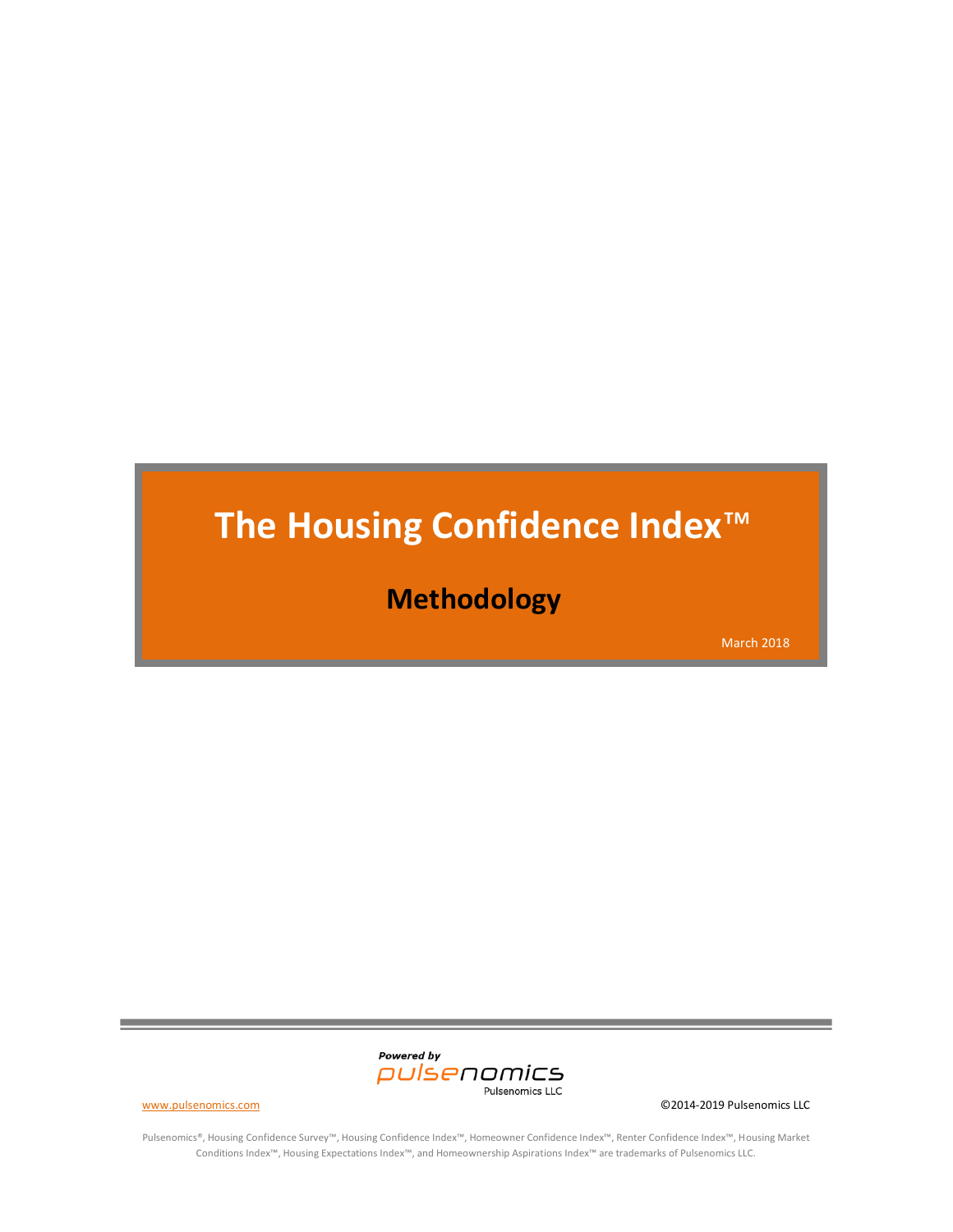# The Housing Confidence Index™

## Methodology

March 2018

Powered by pulsenomics

Pulsenomics LLC

www.pulsenomics.com

©2014-2019 Pulsenomics LLC

Pulsenomics®, Housing Confidence Survey™, Housing Confidence Index™, Homeowner Confidence Index™, Renter Confidence Index™, Housing Market Conditions Index™, Housing Expectations Index™, and Homeownership Aspirations Index™ are trademarks of Pulsenomics LLC.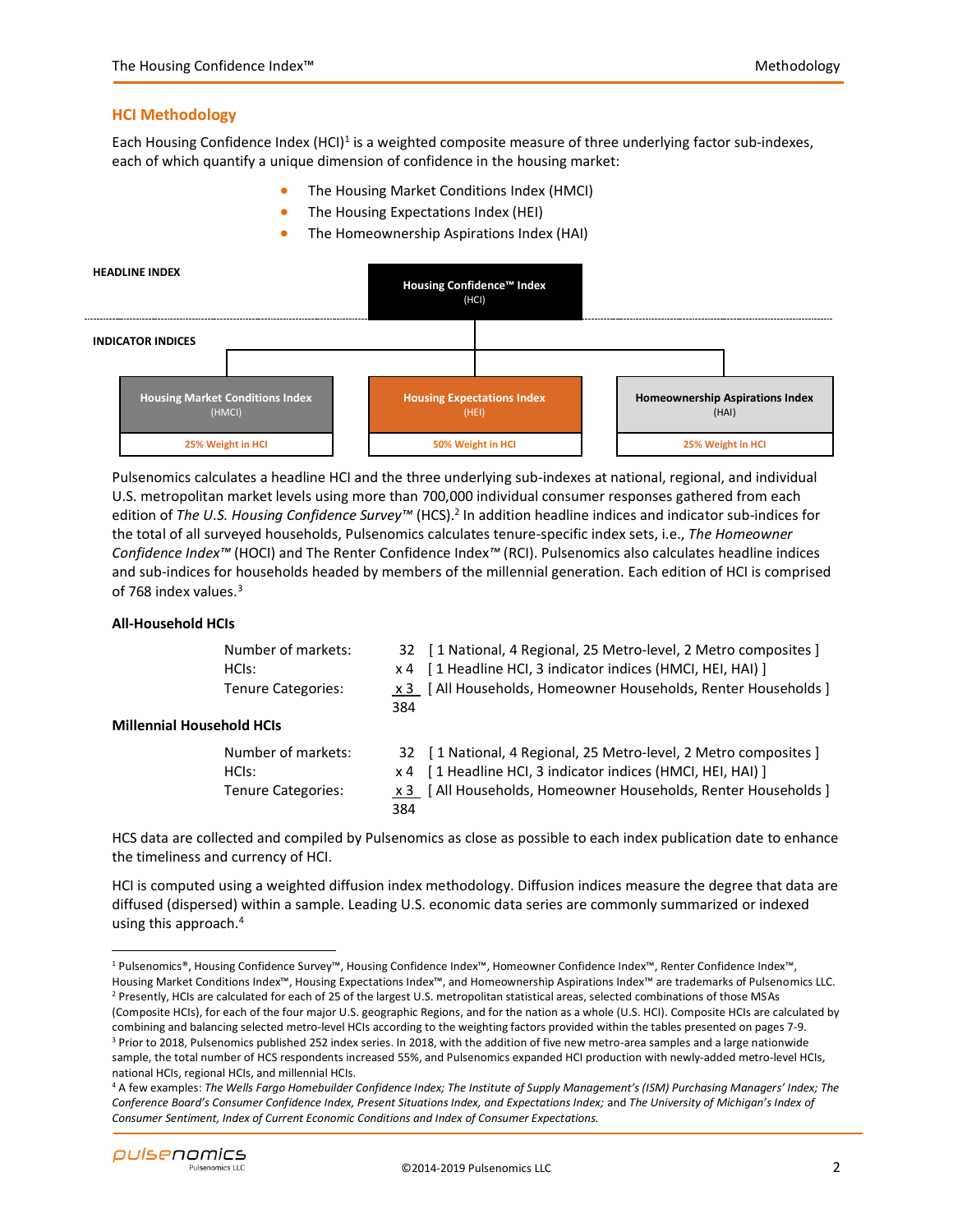## HCI Methodology

Each Housing Confidence Index (HCI)[1] is a weighted composite measure of three underlying factor sub-indexes, each of which quantify a unique dimension of confidence in the housing market:

- The Housing Market Conditions Index (HMCI)
- The Housing Expectations Index (HEI)
- The Homeownership Aspirations Index (HAI)

**HEADLINE INDEX**

**Housing Confidence™ Index** (HCI)

**INDICATOR INDICES**

| Housing Market Conditions Index (HMCI) | Housing Expectations Index (HEI) | Homeownership Aspirations Index (HAI) |
|---|---|---|
| 25% Weight in HCI | 50% Weight in HCI | 25% Weight in HCI |

Pulsenomics calculates a headline HCI and the three underlying sub-indexes at national, regional, and individual U.S. metropolitan market levels using more than 700,000 individual consumer responses gathered from each edition of *The U.S. Housing Confidence Survey™* (HCS).[2] In addition headline indices and indicator sub-indices for the total of all surveyed households, Pulsenomics calculates tenure-specific index sets, i.e., *The Homeowner Confidence Index™* (HOCI) and The Renter Confidence Index™ (RCI). Pulsenomics also calculates headline indices and sub-indices for households headed by members of the millennial generation. Each edition of HCI is comprised of 768 index values.[3]

**All-Household HCIs**

| | | |
|---|---|---|
| Number of markets: | 32 | [ 1 National, 4 Regional, 25 Metro-level, 2 Metro composites ] |
| HCIs: | x 4 | [ 1 Headline HCI, 3 indicator indices (HMCI, HEI, HAI) ] |
| Tenure Categories: | x 3 | [ All Households, Homeowner Households, Renter Households ] |
| | 384 | |

**Millennial Household HCIs**

| | | |
|---|---|---|
| Number of markets: | 32 | [ 1 National, 4 Regional, 25 Metro-level, 2 Metro composites ] |
| HCIs: | x 4 | [ 1 Headline HCI, 3 indicator indices (HMCI, HEI, HAI) ] |
| Tenure Categories: | x 3 | [ All Households, Homeowner Households, Renter Households ] |
| | 384 | |

HCS data are collected and compiled by Pulsenomics as close as possible to each index publication date to enhance the timeliness and currency of HCI.

HCI is computed using a weighted diffusion index methodology. Diffusion indices measure the degree that data are diffused (dispersed) within a sample. Leading U.S. economic data series are commonly summarized or indexed using this approach.[4]

---

[1] Pulsenomics®, Housing Confidence Survey™, Housing Confidence Index™, Homeowner Confidence Index™, Renter Confidence Index™, Housing Market Conditions Index™, Housing Expectations Index™, and Homeownership Aspirations Index™ are trademarks of Pulsenomics LLC.

[2] Presently, HCIs are calculated for each of 25 of the largest U.S. metropolitan statistical areas, selected combinations of those MSAs (Composite HCIs), for each of the four major U.S. geographic Regions, and for the nation as a whole (U.S. HCI). Composite HCIs are calculated by combining and balancing selected metro-level HCIs according to the weighting factors provided within the tables presented on pages 7-9.

[3] Prior to 2018, Pulsenomics published 252 index series. In 2018, with the addition of five new metro-area samples and a large nationwide sample, the total number of HCS respondents increased 55%, and Pulsenomics expanded HCI production with newly-added metro-level HCIs, national HCIs, regional HCIs, and millennial HCIs.

[4] A few examples: *The Wells Fargo Homebuilder Confidence Index; The Institute of Supply Management's (ISM) Purchasing Managers' Index; The Conference Board's Consumer Confidence Index, Present Situations Index, and Expectations Index;* and *The University of Michigan's Index of Consumer Sentiment, Index of Current Economic Conditions and Index of Consumer Expectations.*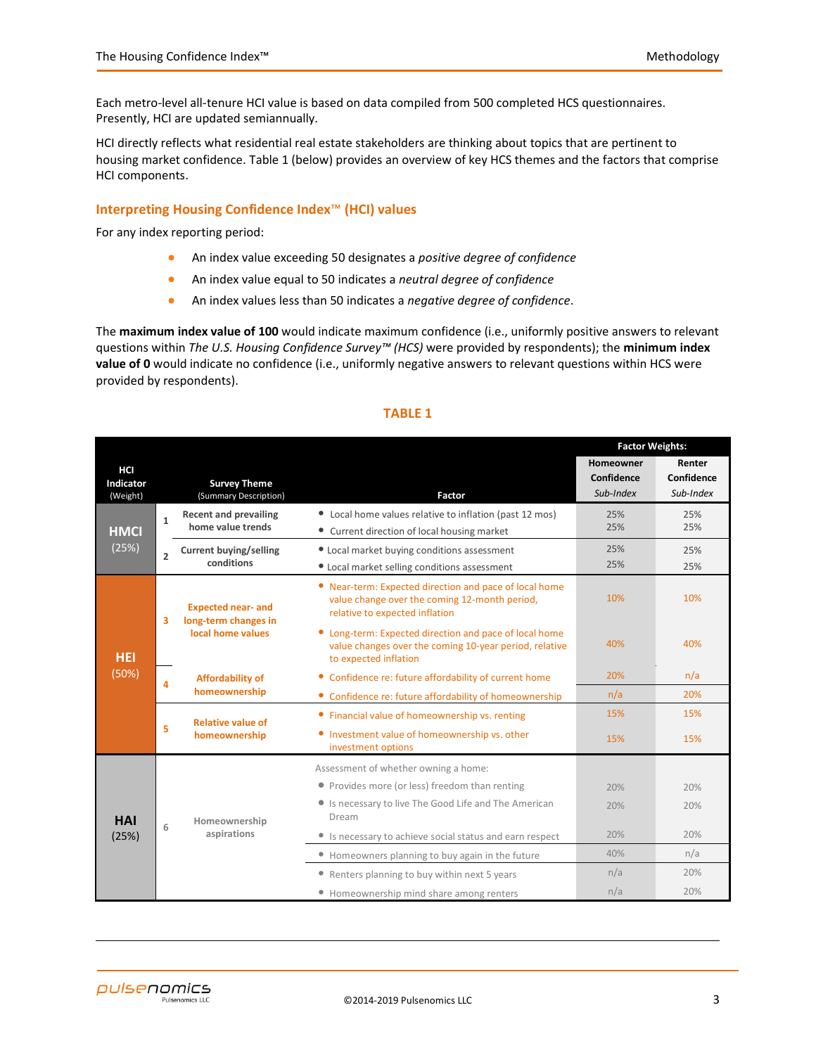Each metro-level all-tenure HCI value is based on data compiled from 500 completed HCS questionnaires. Presently, HCI are updated semiannually.

HCI directly reflects what residential real estate stakeholders are thinking about topics that are pertinent to housing market confidence. Table 1 (below) provides an overview of key HCS themes and the factors that comprise HCI components.

## Interpreting Housing Confidence Index™ (HCI) values

For any index reporting period:

- An index value exceeding 50 designates a *positive degree of confidence*
- An index value equal to 50 indicates a *neutral degree of confidence*
- An index values less than 50 indicates a *negative degree of confidence*.

The **maximum index value of 100** would indicate maximum confidence (i.e., uniformly positive answers to relevant questions within *The U.S. Housing Confidence Survey™ (HCS)* were provided by respondents); the **minimum index value of 0** would indicate no confidence (i.e., uniformly negative answers to relevant questions within HCS were provided by respondents).

### TABLE 1

| HCI Indicator (Weight) | | Survey Theme (Summary Description) | Factor | Factor Weights: Homeowner Confidence *Sub-Index* | Factor Weights: Renter Confidence *Sub-Index* |
|---|---|---|---|---|---|
| **HMCI** (25%) | 1 | Recent and prevailing home value trends | Local home values relative to inflation (past 12 mos) | 25% | 25% |
| | | | Current direction of local housing market | 25% | 25% |
| | 2 | Current buying/selling conditions | Local market buying conditions assessment | 25% | 25% |
| | | | Local market selling conditions assessment | 25% | 25% |
| **HEI** (50%) | 3 | Expected near- and long-term changes in local home values | Near-term: Expected direction and pace of local home value change over the coming 12-month period, relative to expected inflation | 10% | 10% |
| | | | Long-term: Expected direction and pace of local home value changes over the coming 10-year period, relative to expected inflation | 40% | 40% |
| | 4 | Affordability of homeownership | Confidence re: future affordability of current home | 20% | n/a |
| | | | Confidence re: future affordability of homeownership | n/a | 20% |
| | 5 | Relative value of homeownership | Financial value of homeownership vs. renting | 15% | 15% |
| | | | Investment value of homeownership vs. other investment options | 15% | 15% |
| **HAI** (25%) | 6 | Homeownership aspirations | Assessment of whether owning a home: | | |
| | | | Provides more (or less) freedom than renting | 20% | 20% |
| | | | Is necessary to live The Good Life and The American Dream | 20% | 20% |
| | | | Is necessary to achieve social status and earn respect | 20% | 20% |
| | | | Homeowners planning to buy again in the future | 40% | n/a |
| | | | Renters planning to buy within next 5 years | n/a | 20% |
| | | | Homeownership mind share among renters | n/a | 20% |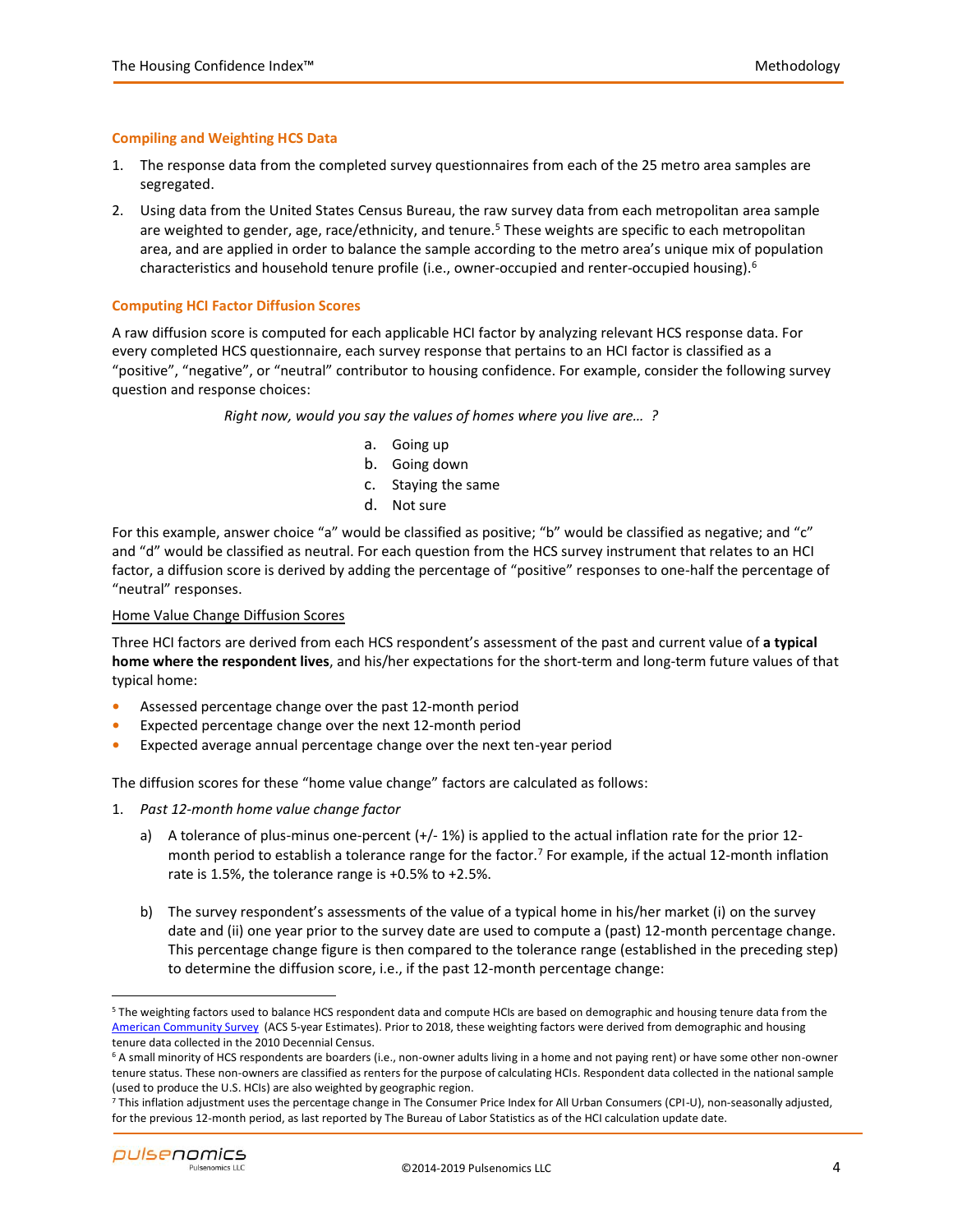### Compiling and Weighting HCS Data

1. The response data from the completed survey questionnaires from each of the 25 metro area samples are segregated.
2. Using data from the United States Census Bureau, the raw survey data from each metropolitan area sample are weighted to gender, age, race/ethnicity, and tenure.[5] These weights are specific to each metropolitan area, and are applied in order to balance the sample according to the metro area's unique mix of population characteristics and household tenure profile (i.e., owner-occupied and renter-occupied housing).[6]

### Computing HCI Factor Diffusion Scores

A raw diffusion score is computed for each applicable HCI factor by analyzing relevant HCS response data. For every completed HCS questionnaire, each survey response that pertains to an HCI factor is classified as a "positive", "negative", or "neutral" contributor to housing confidence. For example, consider the following survey question and response choices:

*Right now, would you say the values of homes where you live are… ?*

a. Going up
b. Going down
c. Staying the same
d. Not sure

For this example, answer choice "a" would be classified as positive; "b" would be classified as negative; and "c" and "d" would be classified as neutral. For each question from the HCS survey instrument that relates to an HCI factor, a diffusion score is derived by adding the percentage of "positive" responses to one-half the percentage of "neutral" responses.

<u>Home Value Change Diffusion Scores</u>

Three HCI factors are derived from each HCS respondent's assessment of the past and current value of **a typical home where the respondent lives**, and his/her expectations for the short-term and long-term future values of that typical home:

- Assessed percentage change over the past 12-month period
- Expected percentage change over the next 12-month period
- Expected average annual percentage change over the next ten-year period

The diffusion scores for these "home value change" factors are calculated as follows:

1. *Past 12-month home value change factor*
   a) A tolerance of plus-minus one-percent (+/- 1%) is applied to the actual inflation rate for the prior 12-month period to establish a tolerance range for the factor.[7] For example, if the actual 12-month inflation rate is 1.5%, the tolerance range is +0.5% to +2.5%.
   b) The survey respondent's assessments of the value of a typical home in his/her market (i) on the survey date and (ii) one year prior to the survey date are used to compute a (past) 12-month percentage change. This percentage change figure is then compared to the tolerance range (established in the preceding step) to determine the diffusion score, i.e., if the past 12-month percentage change:

---

[5] The weighting factors used to balance HCS respondent data and compute HCIs are based on demographic and housing tenure data from the American Community Survey (ACS 5-year Estimates). Prior to 2018, these weighting factors were derived from demographic and housing tenure data collected in the 2010 Decennial Census.

[6] A small minority of HCS respondents are boarders (i.e., non-owner adults living in a home and not paying rent) or have some other non-owner tenure status. These non-owners are classified as renters for the purpose of calculating HCIs. Respondent data collected in the national sample (used to produce the U.S. HCIs) are also weighted by geographic region.

[7] This inflation adjustment uses the percentage change in The Consumer Price Index for All Urban Consumers (CPI-U), non-seasonally adjusted, for the previous 12-month period, as last reported by The Bureau of Labor Statistics as of the HCI calculation update date.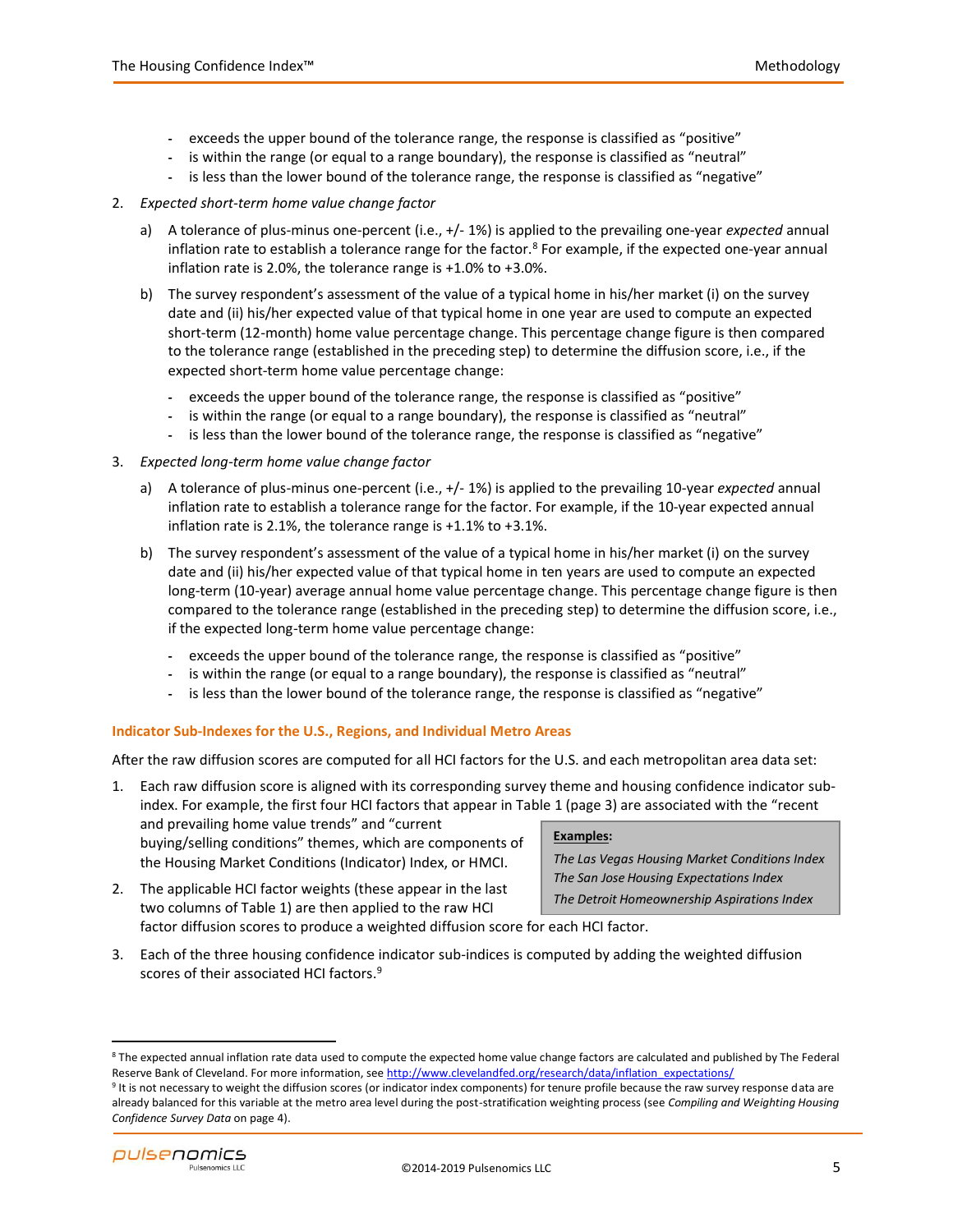- exceeds the upper bound of the tolerance range, the response is classified as "positive"
- is within the range (or equal to a range boundary), the response is classified as "neutral"
- is less than the lower bound of the tolerance range, the response is classified as "negative"

2. *Expected short-term home value change factor*

   a) A tolerance of plus-minus one-percent (i.e., +/- 1%) is applied to the prevailing one-year *expected* annual inflation rate to establish a tolerance range for the factor.[8] For example, if the expected one-year annual inflation rate is 2.0%, the tolerance range is +1.0% to +3.0%.

   b) The survey respondent's assessment of the value of a typical home in his/her market (i) on the survey date and (ii) his/her expected value of that typical home in one year are used to compute an expected short-term (12-month) home value percentage change. This percentage change figure is then compared to the tolerance range (established in the preceding step) to determine the diffusion score, i.e., if the expected short-term home value percentage change:

      - exceeds the upper bound of the tolerance range, the response is classified as "positive"
      - is within the range (or equal to a range boundary), the response is classified as "neutral"
      - is less than the lower bound of the tolerance range, the response is classified as "negative"

3. *Expected long-term home value change factor*

   a) A tolerance of plus-minus one-percent (i.e., +/- 1%) is applied to the prevailing 10-year *expected* annual inflation rate to establish a tolerance range for the factor. For example, if the 10-year expected annual inflation rate is 2.1%, the tolerance range is +1.1% to +3.1%.

   b) The survey respondent's assessment of the value of a typical home in his/her market (i) on the survey date and (ii) his/her expected value of that typical home in ten years are used to compute an expected long-term (10-year) average annual home value percentage change. This percentage change figure is then compared to the tolerance range (established in the preceding step) to determine the diffusion score, i.e., if the expected long-term home value percentage change:

      - exceeds the upper bound of the tolerance range, the response is classified as "positive"
      - is within the range (or equal to a range boundary), the response is classified as "neutral"
      - is less than the lower bound of the tolerance range, the response is classified as "negative"

### Indicator Sub-Indexes for the U.S., Regions, and Individual Metro Areas

After the raw diffusion scores are computed for all HCI factors for the U.S. and each metropolitan area data set:

1. Each raw diffusion score is aligned with its corresponding survey theme and housing confidence indicator sub-index. For example, the first four HCI factors that appear in Table 1 (page 3) are associated with the "recent and prevailing home value trends" and "current buying/selling conditions" themes, which are components of the Housing Market Conditions (Indicator) Index, or HMCI.

2. The applicable HCI factor weights (these appear in the last two columns of Table 1) are then applied to the raw HCI factor diffusion scores to produce a weighted diffusion score for each HCI factor.

3. Each of the three housing confidence indicator sub-indices is computed by adding the weighted diffusion scores of their associated HCI factors.[9]

> **Examples:**
>
> *The Las Vegas Housing Market Conditions Index*
> *The San Jose Housing Expectations Index*
> *The Detroit Homeownership Aspirations Index*

---

[8] The expected annual inflation rate data used to compute the expected home value change factors are calculated and published by The Federal Reserve Bank of Cleveland. For more information, see http://www.clevelandfed.org/research/data/inflation_expectations/

[9] It is not necessary to weight the diffusion scores (or indicator index components) for tenure profile because the raw survey response data are already balanced for this variable at the metro area level during the post-stratification weighting process (see *Compiling and Weighting Housing Confidence Survey Data* on page 4).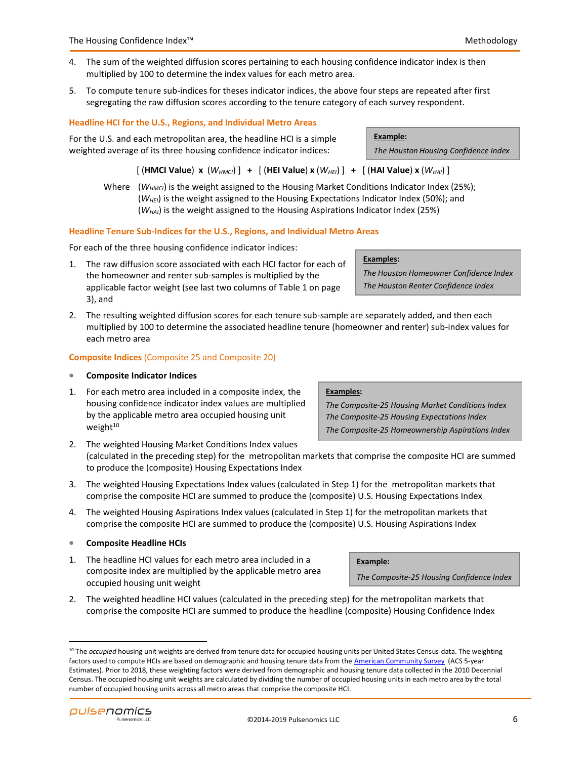4. The sum of the weighted diffusion scores pertaining to each housing confidence indicator index is then multiplied by 100 to determine the index values for each metro area.
5. To compute tenure sub-indices for theses indicator indices, the above four steps are repeated after first segregating the raw diffusion scores according to the tenure category of each survey respondent.

### Headline HCI for the U.S., Regions, and Individual Metro Areas

For the U.S. and each metropolitan area, the headline HCI is a simple weighted average of its three housing confidence indicator indices:

> **Example:**
> *The Houston Housing Confidence Index*

$$[\ (\textbf{HMCI Value})\ \textbf{x}\ (W_{HMCI})\ ]\ +\ [\ (\textbf{HEI Value})\ \textbf{x}\ (W_{HEI})\ ]\ +\ [\ (\textbf{HAI Value})\ \textbf{x}\ (W_{HAI})\ ]$$

Where $(W_{HMCI})$ is the weight assigned to the Housing Market Conditions Indicator Index (25%);
$(W_{HEI})$ is the weight assigned to the Housing Expectations Indicator Index (50%); and
$(W_{HAI})$ is the weight assigned to the Housing Aspirations Indicator Index (25%)

### Headline Tenure Sub-Indices for the U.S., Regions, and Individual Metro Areas

For each of the three housing confidence indicator indices:

> **Examples:**
> *The Houston Homeowner Confidence Index*
> *The Houston Renter Confidence Index*

1. The raw diffusion score associated with each HCI factor for each of the homeowner and renter sub-samples is multiplied by the applicable factor weight (see last two columns of Table 1 on page 3), and
2. The resulting weighted diffusion scores for each tenure sub-sample are separately added, and then each multiplied by 100 to determine the associated headline tenure (homeowner and renter) sub-index values for each metro area

### Composite Indices (Composite 25 and Composite 20)

- **Composite Indicator Indices**

> **Examples:**
> *The Composite-25 Housing Market Conditions Index*
> *The Composite-25 Housing Expectations Index*
> *The Composite-25 Homeownership Aspirations Index*

1. For each metro area included in a composite index, the housing confidence indicator index values are multiplied by the applicable metro area occupied housing unit weight[10]
2. The weighted Housing Market Conditions Index values (calculated in the preceding step) for the metropolitan markets that comprise the composite HCI are summed to produce the (composite) Housing Expectations Index
3. The weighted Housing Expectations Index values (calculated in Step 1) for the metropolitan markets that comprise the composite HCI are summed to produce the (composite) U.S. Housing Expectations Index
4. The weighted Housing Aspirations Index values (calculated in Step 1) for the metropolitan markets that comprise the composite HCI are summed to produce the (composite) U.S. Housing Aspirations Index

- **Composite Headline HCIs**

> **Example:**
> *The Composite-25 Housing Confidence Index*

1. The headline HCI values for each metro area included in a composite index are multiplied by the applicable metro area occupied housing unit weight
2. The weighted headline HCI values (calculated in the preceding step) for the metropolitan markets that comprise the composite HCI are summed to produce the headline (composite) Housing Confidence Index

---

[10] The *occupied* housing unit weights are derived from tenure data for occupied housing units per United States Census data. The weighting factors used to compute HCIs are based on demographic and housing tenure data from the American Community Survey (ACS 5-year Estimates). Prior to 2018, these weighting factors were derived from demographic and housing tenure data collected in the 2010 Decennial Census. The occupied housing unit weights are calculated by dividing the number of occupied housing units in each metro area by the total number of occupied housing units across all metro areas that comprise the composite HCI.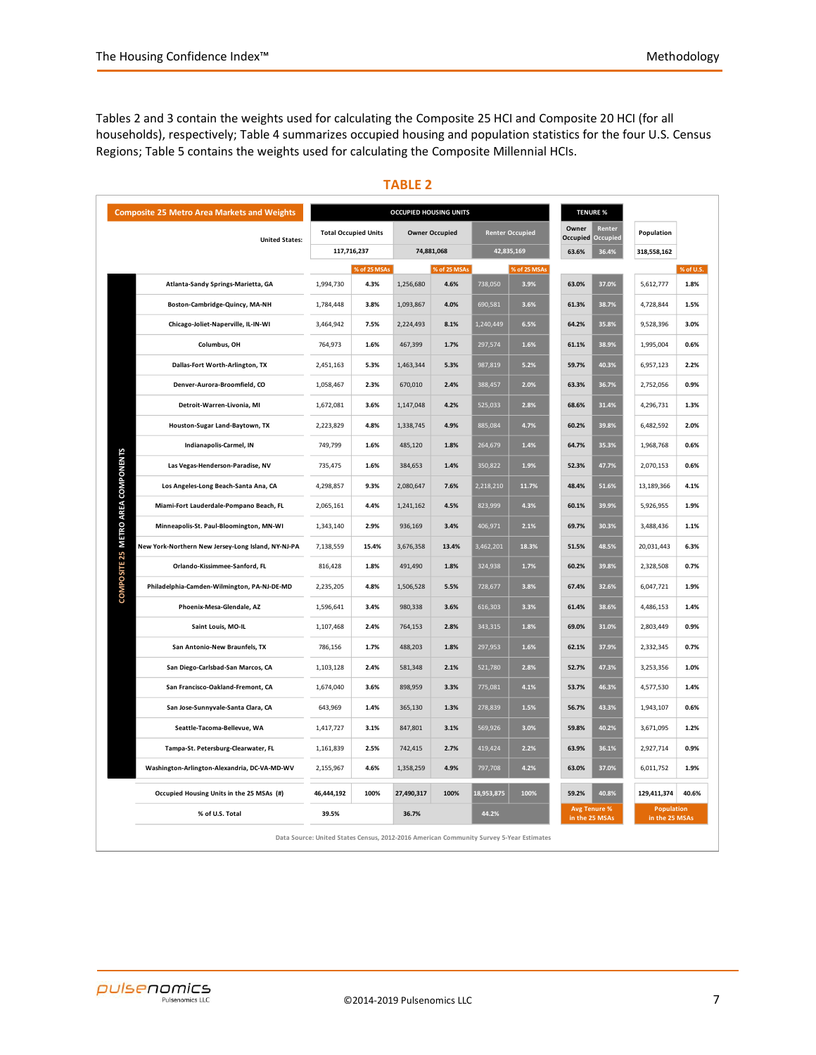Tables 2 and 3 contain the weights used for calculating the Composite 25 HCI and Composite 20 HCI (for all households), respectively; Table 4 summarizes occupied housing and population statistics for the four U.S. Census Regions; Table 5 contains the weights used for calculating the Composite Millennial HCIs.

## TABLE 2

**Composite 25 Metro Area Markets and Weights**

| | Occupied Housing Units: Total Occupied Units | | Owner Occupied | | Renter Occupied | | Tenure %: Owner Occupied | Renter Occupied | Population | |
|---|---|---|---|---|---|---|---|---|---|---|
| United States: | 117,716,237 | | 74,881,068 | | 42,835,169 | | 63.6% | 36.4% | 318,558,162 | |
| **Composite 25 Metro Area Components** | | % of 25 MSAs | | % of 25 MSAs | | % of 25 MSAs | | | | % of U.S. |
| Atlanta-Sandy Springs-Marietta, GA | 1,994,730 | 4.3% | 1,256,680 | 4.6% | 738,050 | 3.9% | 63.0% | 37.0% | 5,612,777 | 1.8% |
| Boston-Cambridge-Quincy, MA-NH | 1,784,448 | 3.8% | 1,093,867 | 4.0% | 690,581 | 3.6% | 61.3% | 38.7% | 4,728,844 | 1.5% |
| Chicago-Joliet-Naperville, IL-IN-WI | 3,464,942 | 7.5% | 2,224,493 | 8.1% | 1,240,449 | 6.5% | 64.2% | 35.8% | 9,528,396 | 3.0% |
| Columbus, OH | 764,973 | 1.6% | 467,399 | 1.7% | 297,574 | 1.6% | 61.1% | 38.9% | 1,995,004 | 0.6% |
| Dallas-Fort Worth-Arlington, TX | 2,451,163 | 5.3% | 1,463,344 | 5.3% | 987,819 | 5.2% | 59.7% | 40.3% | 6,957,123 | 2.2% |
| Denver-Aurora-Broomfield, CO | 1,058,467 | 2.3% | 670,010 | 2.4% | 388,457 | 2.0% | 63.3% | 36.7% | 2,752,056 | 0.9% |
| Detroit-Warren-Livonia, MI | 1,672,081 | 3.6% | 1,147,048 | 4.2% | 525,033 | 2.8% | 68.6% | 31.4% | 4,296,731 | 1.3% |
| Houston-Sugar Land-Baytown, TX | 2,223,829 | 4.8% | 1,338,745 | 4.9% | 885,084 | 4.7% | 60.2% | 39.8% | 6,482,592 | 2.0% |
| Indianapolis-Carmel, IN | 749,799 | 1.6% | 485,120 | 1.8% | 264,679 | 1.4% | 64.7% | 35.3% | 1,968,768 | 0.6% |
| Las Vegas-Henderson-Paradise, NV | 735,475 | 1.6% | 384,653 | 1.4% | 350,822 | 1.9% | 52.3% | 47.7% | 2,070,153 | 0.6% |
| Los Angeles-Long Beach-Santa Ana, CA | 4,298,857 | 9.3% | 2,080,647 | 7.6% | 2,218,210 | 11.7% | 48.4% | 51.6% | 13,189,366 | 4.1% |
| Miami-Fort Lauderdale-Pompano Beach, FL | 2,065,161 | 4.4% | 1,241,162 | 4.5% | 823,999 | 4.3% | 60.1% | 39.9% | 5,926,955 | 1.9% |
| Minneapolis-St. Paul-Bloomington, MN-WI | 1,343,140 | 2.9% | 936,169 | 3.4% | 406,971 | 2.1% | 69.7% | 30.3% | 3,488,436 | 1.1% |
| New York-Northern New Jersey-Long Island, NY-NJ-PA | 7,138,559 | 15.4% | 3,676,358 | 13.4% | 3,462,201 | 18.3% | 51.5% | 48.5% | 20,031,443 | 6.3% |
| Orlando-Kissimmee-Sanford, FL | 816,428 | 1.8% | 491,490 | 1.8% | 324,938 | 1.7% | 60.2% | 39.8% | 2,328,508 | 0.7% |
| Philadelphia-Camden-Wilmington, PA-NJ-DE-MD | 2,235,205 | 4.8% | 1,506,528 | 5.5% | 728,677 | 3.8% | 67.4% | 32.6% | 6,047,721 | 1.9% |
| Phoenix-Mesa-Glendale, AZ | 1,596,641 | 3.4% | 980,338 | 3.6% | 616,303 | 3.3% | 61.4% | 38.6% | 4,486,153 | 1.4% |
| Saint Louis, MO-IL | 1,107,468 | 2.4% | 764,153 | 2.8% | 343,315 | 1.8% | 69.0% | 31.0% | 2,803,449 | 0.9% |
| San Antonio-New Braunfels, TX | 786,156 | 1.7% | 488,203 | 1.8% | 297,953 | 1.6% | 62.1% | 37.9% | 2,332,345 | 0.7% |
| San Diego-Carlsbad-San Marcos, CA | 1,103,128 | 2.4% | 581,348 | 2.1% | 521,780 | 2.8% | 52.7% | 47.3% | 3,253,356 | 1.0% |
| San Francisco-Oakland-Fremont, CA | 1,674,040 | 3.6% | 898,959 | 3.3% | 775,081 | 4.1% | 53.7% | 46.3% | 4,577,530 | 1.4% |
| San Jose-Sunnyvale-Santa Clara, CA | 643,969 | 1.4% | 365,130 | 1.3% | 278,839 | 1.5% | 56.7% | 43.3% | 1,943,107 | 0.6% |
| Seattle-Tacoma-Bellevue, WA | 1,417,727 | 3.1% | 847,801 | 3.1% | 569,926 | 3.0% | 59.8% | 40.2% | 3,671,095 | 1.2% |
| Tampa-St. Petersburg-Clearwater, FL | 1,161,839 | 2.5% | 742,415 | 2.7% | 419,424 | 2.2% | 63.9% | 36.1% | 2,927,714 | 0.9% |
| Washington-Arlington-Alexandria, DC-VA-MD-WV | 2,155,967 | 4.6% | 1,358,259 | 4.9% | 797,708 | 4.2% | 63.0% | 37.0% | 6,011,752 | 1.9% |
| Occupied Housing Units in the 25 MSAs (#) | 46,444,192 | 100% | 27,490,317 | 100% | 18,953,875 | 100% | 59.2% | 40.8% | 129,411,374 | 40.6% |
| % of U.S. Total | 39.5% | | 36.7% | | 44.2% | | Avg Tenure % in the 25 MSAs | | Population in the 25 MSAs | |

Data Source: United States Census, 2012-2016 American Community Survey 5-Year Estimates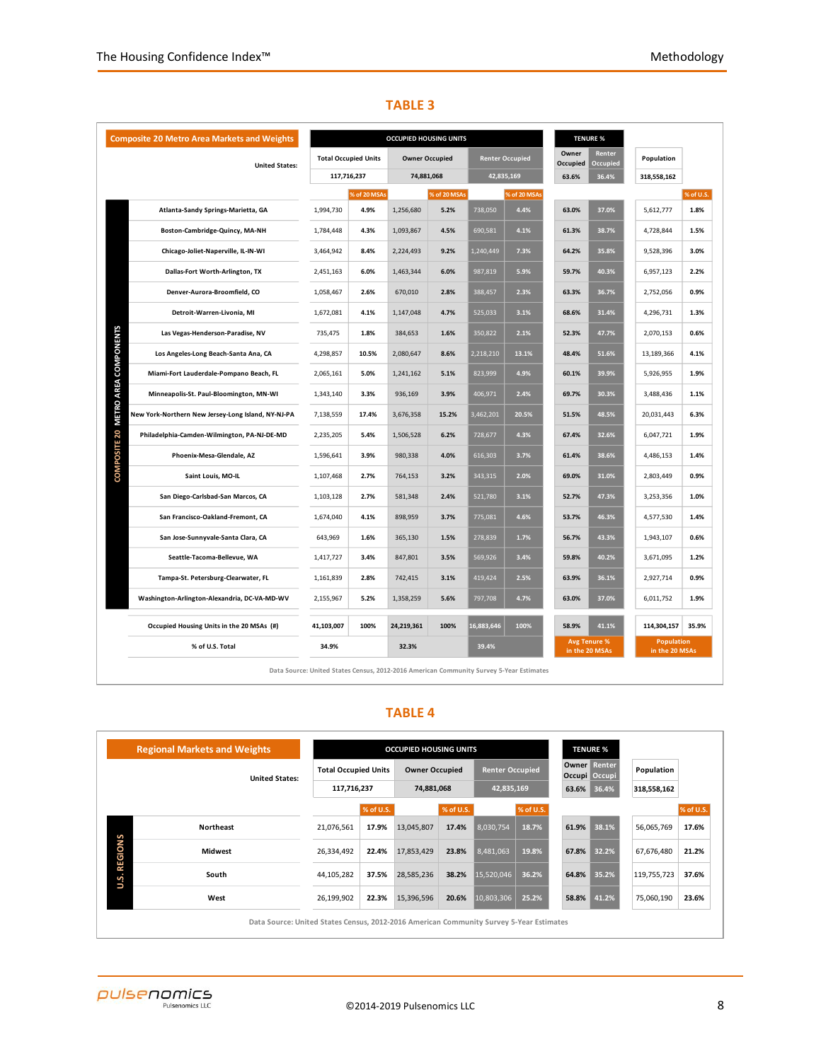## TABLE 3

| Composite 20 Metro Area Markets and Weights | Occupied Housing Units | | | | | | Tenure % | | Population | |
|---|---|---|---|---|---|---|---|---|---|---|
| | Total Occupied Units | | Owner Occupied | | Renter Occupied | | Owner Occupied | Renter Occupied | Population | |
| United States: | 117,716,237 | | 74,881,068 | | 42,835,169 | | 63.6% | 36.4% | 318,558,162 | |
| | | % of 20 MSAs | | % of 20 MSAs | | % of 20 MSAs | | | | % of U.S. |
| Atlanta-Sandy Springs-Marietta, GA | 1,994,730 | 4.9% | 1,256,680 | 5.2% | 738,050 | 4.4% | 63.0% | 37.0% | 5,612,777 | 1.8% |
| Boston-Cambridge-Quincy, MA-NH | 1,784,448 | 4.3% | 1,093,867 | 4.5% | 690,581 | 4.1% | 61.3% | 38.7% | 4,728,844 | 1.5% |
| Chicago-Joliet-Naperville, IL-IN-WI | 3,464,942 | 8.4% | 2,224,493 | 9.2% | 1,240,449 | 7.3% | 64.2% | 35.8% | 9,528,396 | 3.0% |
| Dallas-Fort Worth-Arlington, TX | 2,451,163 | 6.0% | 1,463,344 | 6.0% | 987,819 | 5.9% | 59.7% | 40.3% | 6,957,123 | 2.2% |
| Denver-Aurora-Broomfield, CO | 1,058,467 | 2.6% | 670,010 | 2.8% | 388,457 | 2.3% | 63.3% | 36.7% | 2,752,056 | 0.9% |
| Detroit-Warren-Livonia, MI | 1,672,081 | 4.1% | 1,147,048 | 4.7% | 525,033 | 3.1% | 68.6% | 31.4% | 4,296,731 | 1.3% |
| Las Vegas-Henderson-Paradise, NV | 735,475 | 1.8% | 384,653 | 1.6% | 350,822 | 2.1% | 52.3% | 47.7% | 2,070,153 | 0.6% |
| Los Angeles-Long Beach-Santa Ana, CA | 4,298,857 | 10.5% | 2,080,647 | 8.6% | 2,218,210 | 13.1% | 48.4% | 51.6% | 13,189,366 | 4.1% |
| Miami-Fort Lauderdale-Pompano Beach, FL | 2,065,161 | 5.0% | 1,241,162 | 5.1% | 823,999 | 4.9% | 60.1% | 39.9% | 5,926,955 | 1.9% |
| Minneapolis-St. Paul-Bloomington, MN-WI | 1,343,140 | 3.3% | 936,169 | 3.9% | 406,971 | 2.4% | 69.7% | 30.3% | 3,488,436 | 1.1% |
| New York-Northern New Jersey-Long Island, NY-NJ-PA | 7,138,559 | 17.4% | 3,676,358 | 15.2% | 3,462,201 | 20.5% | 51.5% | 48.5% | 20,031,443 | 6.3% |
| Philadelphia-Camden-Wilmington, PA-NJ-DE-MD | 2,235,205 | 5.4% | 1,506,528 | 6.2% | 728,677 | 4.3% | 67.4% | 32.6% | 6,047,721 | 1.9% |
| Phoenix-Mesa-Glendale, AZ | 1,596,641 | 3.9% | 980,338 | 4.0% | 616,303 | 3.7% | 61.4% | 38.6% | 4,486,153 | 1.4% |
| Saint Louis, MO-IL | 1,107,468 | 2.7% | 764,153 | 3.2% | 343,315 | 2.0% | 69.0% | 31.0% | 2,803,449 | 0.9% |
| San Diego-Carlsbad-San Marcos, CA | 1,103,128 | 2.7% | 581,348 | 2.4% | 521,780 | 3.1% | 52.7% | 47.3% | 3,253,356 | 1.0% |
| San Francisco-Oakland-Fremont, CA | 1,674,040 | 4.1% | 898,959 | 3.7% | 775,081 | 4.6% | 53.7% | 46.3% | 4,577,530 | 1.4% |
| San Jose-Sunnyvale-Santa Clara, CA | 643,969 | 1.6% | 365,130 | 1.5% | 278,839 | 1.7% | 56.7% | 43.3% | 1,943,107 | 0.6% |
| Seattle-Tacoma-Bellevue, WA | 1,417,727 | 3.4% | 847,801 | 3.5% | 569,926 | 3.4% | 59.8% | 40.2% | 3,671,095 | 1.2% |
| Tampa-St. Petersburg-Clearwater, FL | 1,161,839 | 2.8% | 742,415 | 3.1% | 419,424 | 2.5% | 63.9% | 36.1% | 2,927,714 | 0.9% |
| Washington-Arlington-Alexandria, DC-VA-MD-WV | 2,155,967 | 5.2% | 1,358,259 | 5.6% | 797,708 | 4.7% | 63.0% | 37.0% | 6,011,752 | 1.9% |
| Occupied Housing Units in the 20 MSAs (#) | 41,103,007 | 100% | 24,219,361 | 100% | 16,883,646 | 100% | 58.9% | 41.1% | 114,304,157 | 35.9% |
| % of U.S. Total | 34.9% | | 32.3% | | 39.4% | | Avg Tenure % in the 20 MSAs | | Population in the 20 MSAs | |

Data Source: United States Census, 2012-2016 American Community Survey 5-Year Estimates

## TABLE 4

| Regional Markets and Weights | Occupied Housing Units | | | | | | Tenure % | | Population | |
|---|---|---|---|---|---|---|---|---|---|---|
| | Total Occupied Units | | Owner Occupied | | Renter Occupied | | Owner Occupied | Renter Occupied | Population | |
| United States: | 117,716,237 | | 74,881,068 | | 42,835,169 | | 63.6% | 36.4% | 318,558,162 | |
| | | % of U.S. | | % of U.S. | | % of U.S. | | | | % of U.S. |
| Northeast | 21,076,561 | 17.9% | 13,045,807 | 17.4% | 8,030,754 | 18.7% | 61.9% | 38.1% | 56,065,769 | 17.6% |
| Midwest | 26,334,492 | 22.4% | 17,853,429 | 23.8% | 8,481,063 | 19.8% | 67.8% | 32.2% | 67,676,480 | 21.2% |
| South | 44,105,282 | 37.5% | 28,585,236 | 38.2% | 15,520,046 | 36.2% | 64.8% | 35.2% | 119,755,723 | 37.6% |
| West | 26,199,902 | 22.3% | 15,396,596 | 20.6% | 10,803,306 | 25.2% | 58.8% | 41.2% | 75,060,190 | 23.6% |

Data Source: United States Census, 2012-2016 American Community Survey 5-Year Estimates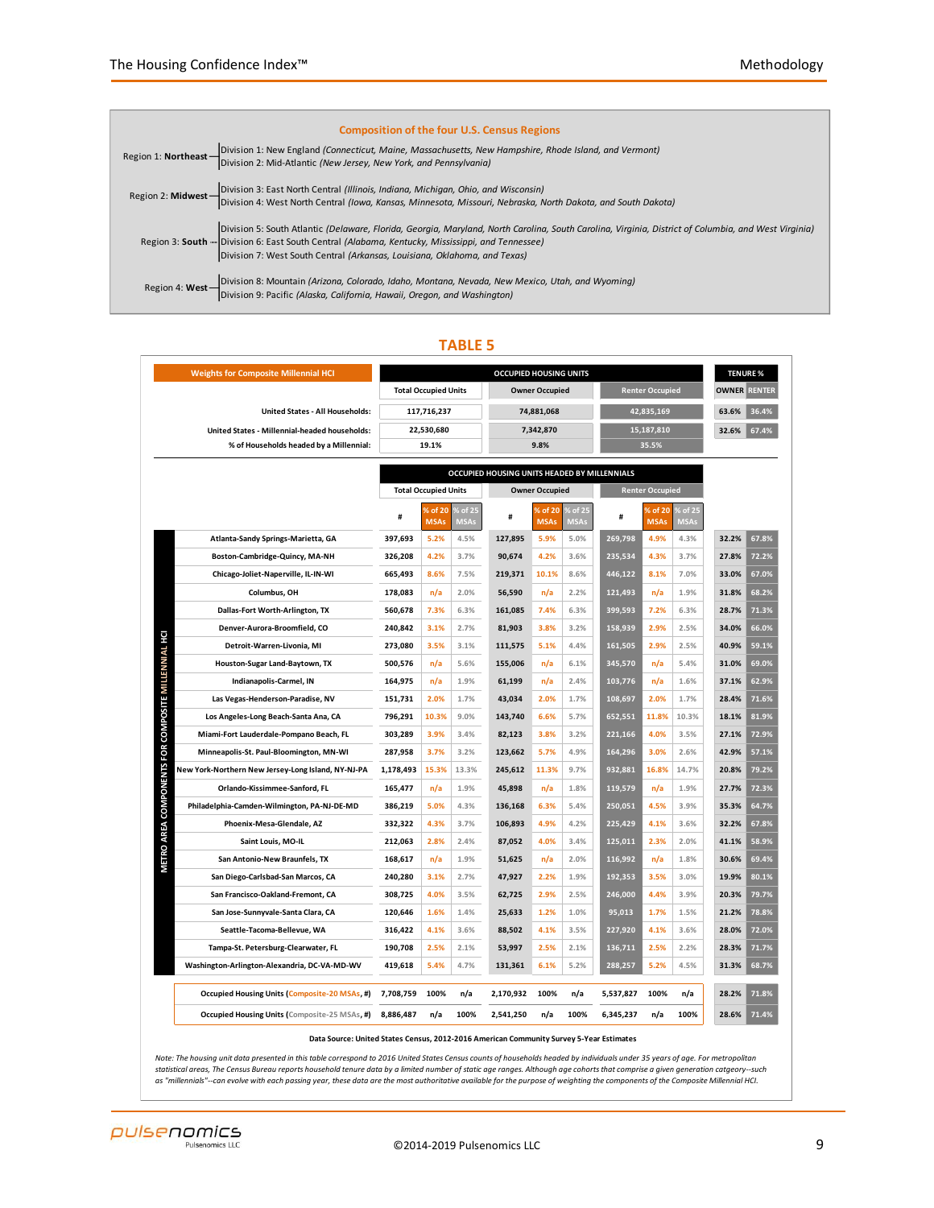**Composition of the four U.S. Census Regions**

Region 1: **Northeast**
- Division 1: New England *(Connecticut, Maine, Massachusetts, New Hampshire, Rhode Island, and Vermont)*
- Division 2: Mid-Atlantic *(New Jersey, New York, and Pennsylvania)*

Region 2: **Midwest**
- Division 3: East North Central *(Illinois, Indiana, Michigan, Ohio, and Wisconsin)*
- Division 4: West North Central *(Iowa, Kansas, Minnesota, Missouri, Nebraska, North Dakota, and South Dakota)*

Region 3: **South**
- Division 5: South Atlantic *(Delaware, Florida, Georgia, Maryland, North Carolina, South Carolina, Virginia, District of Columbia, and West Virginia)*
- Division 6: East South Central *(Alabama, Kentucky, Mississippi, and Tennessee)*
- Division 7: West South Central *(Arkansas, Louisiana, Oklahoma, and Texas)*

Region 4: **West**
- Division 8: Mountain *(Arizona, Colorado, Idaho, Montana, Nevada, New Mexico, Utah, and Wyoming)*
- Division 9: Pacific *(Alaska, California, Hawaii, Oregon, and Washington)*

## TABLE 5

| Weights for Composite Millennial HCI | OCCUPIED HOUSING UNITS: Total Occupied Units | Owner Occupied | Renter Occupied | TENURE %: OWNER | RENTER |
|---|---|---|---|---|---|
| United States - All Households: | 117,716,237 | 74,881,068 | 42,835,169 | 63.6% | 36.4% |
| United States - Millennial-headed households: | 22,530,680 | 7,342,870 | 15,187,810 | 32.6% | 67.4% |
| % of Households headed by a Millennial: | 19.1% | 9.8% | 35.5% | | |

**OCCUPIED HOUSING UNITS HEADED BY MILLENNIALS** (Metro Area Components for Composite Millennial HCI)

| Metro Area | Total Occupied Units # | % of 20 MSAs | % of 25 MSAs | Owner Occupied # | % of 20 MSAs | % of 25 MSAs | Renter Occupied # | % of 20 MSAs | % of 25 MSAs | OWNER | RENTER |
|---|---|---|---|---|---|---|---|---|---|---|---|
| Atlanta-Sandy Springs-Marietta, GA | 397,693 | 5.2% | 4.5% | 127,895 | 5.9% | 5.0% | 269,798 | 4.9% | 4.3% | 32.2% | 67.8% |
| Boston-Cambridge-Quincy, MA-NH | 326,208 | 4.2% | 3.7% | 90,674 | 4.2% | 3.6% | 235,534 | 4.3% | 3.7% | 27.8% | 72.2% |
| Chicago-Joliet-Naperville, IL-IN-WI | 665,493 | 8.6% | 7.5% | 219,371 | 10.1% | 8.6% | 446,122 | 8.1% | 7.0% | 33.0% | 67.0% |
| Columbus, OH | 178,083 | n/a | 2.0% | 56,590 | n/a | 2.2% | 121,493 | n/a | 1.9% | 31.8% | 68.2% |
| Dallas-Fort Worth-Arlington, TX | 560,678 | 7.3% | 6.3% | 161,085 | 7.4% | 6.3% | 399,593 | 7.2% | 6.3% | 28.7% | 71.3% |
| Denver-Aurora-Broomfield, CO | 240,842 | 3.1% | 2.7% | 81,903 | 3.8% | 3.2% | 158,939 | 2.9% | 2.5% | 34.0% | 66.0% |
| Detroit-Warren-Livonia, MI | 273,080 | 3.5% | 3.1% | 111,575 | 5.1% | 4.4% | 161,505 | 2.9% | 2.5% | 40.9% | 59.1% |
| Houston-Sugar Land-Baytown, TX | 500,576 | n/a | 5.6% | 155,006 | n/a | 6.1% | 345,570 | n/a | 5.4% | 31.0% | 69.0% |
| Indianapolis-Carmel, IN | 164,975 | n/a | 1.9% | 61,199 | n/a | 2.4% | 103,776 | n/a | 1.6% | 37.1% | 62.9% |
| Las Vegas-Henderson-Paradise, NV | 151,731 | 2.0% | 1.7% | 43,034 | 2.0% | 1.7% | 108,697 | 2.0% | 1.7% | 28.4% | 71.6% |
| Los Angeles-Long Beach-Santa Ana, CA | 796,291 | 10.3% | 9.0% | 143,740 | 6.6% | 5.7% | 652,551 | 11.8% | 10.3% | 18.1% | 81.9% |
| Miami-Fort Lauderdale-Pompano Beach, FL | 303,289 | 3.9% | 3.4% | 82,123 | 3.8% | 3.2% | 221,166 | 4.0% | 3.5% | 27.1% | 72.9% |
| Minneapolis-St. Paul-Bloomington, MN-WI | 287,958 | 3.7% | 3.2% | 123,662 | 5.7% | 4.9% | 164,296 | 3.0% | 2.6% | 42.9% | 57.1% |
| New York-Northern New Jersey-Long Island, NY-NJ-PA | 1,178,493 | 15.3% | 13.3% | 245,612 | 11.3% | 9.7% | 932,881 | 16.8% | 14.7% | 20.8% | 79.2% |
| Orlando-Kissimmee-Sanford, FL | 165,477 | n/a | 1.9% | 45,898 | n/a | 1.8% | 119,579 | n/a | 1.9% | 27.7% | 72.3% |
| Philadelphia-Camden-Wilmington, PA-NJ-DE-MD | 386,219 | 5.0% | 4.3% | 136,168 | 6.3% | 5.4% | 250,051 | 4.5% | 3.9% | 35.3% | 64.7% |
| Phoenix-Mesa-Glendale, AZ | 332,322 | 4.3% | 3.7% | 106,893 | 4.9% | 4.2% | 225,429 | 4.1% | 3.6% | 32.2% | 67.8% |
| Saint Louis, MO-IL | 212,063 | 2.8% | 2.4% | 87,052 | 4.0% | 3.4% | 125,011 | 2.3% | 2.0% | 41.1% | 58.9% |
| San Antonio-New Braunfels, TX | 168,617 | n/a | 1.9% | 51,625 | n/a | 2.0% | 116,992 | n/a | 1.8% | 30.6% | 69.4% |
| San Diego-Carlsbad-San Marcos, CA | 240,280 | 3.1% | 2.7% | 47,927 | 2.2% | 1.9% | 192,353 | 3.5% | 3.0% | 19.9% | 80.1% |
| San Francisco-Oakland-Fremont, CA | 308,725 | 4.0% | 3.5% | 62,725 | 2.9% | 2.5% | 246,000 | 4.4% | 3.9% | 20.3% | 79.7% |
| San Jose-Sunnyvale-Santa Clara, CA | 120,646 | 1.6% | 1.4% | 25,633 | 1.2% | 1.0% | 95,013 | 1.7% | 1.5% | 21.2% | 78.8% |
| Seattle-Tacoma-Bellevue, WA | 316,422 | 4.1% | 3.6% | 88,502 | 4.1% | 3.5% | 227,920 | 4.1% | 3.6% | 28.0% | 72.0% |
| Tampa-St. Petersburg-Clearwater, FL | 190,708 | 2.5% | 2.1% | 53,997 | 2.5% | 2.1% | 136,711 | 2.5% | 2.2% | 28.3% | 71.7% |
| Washington-Arlington-Alexandria, DC-VA-MD-WV | 419,618 | 5.4% | 4.7% | 131,361 | 6.1% | 5.2% | 288,257 | 5.2% | 4.5% | 31.3% | 68.7% |
| Occupied Housing Units (Composite-20 MSAs, #) | 7,708,759 | 100% | n/a | 2,170,932 | 100% | n/a | 5,537,827 | 100% | n/a | 28.2% | 71.8% |
| Occupied Housing Units (Composite-25 MSAs, #) | 8,886,487 | n/a | 100% | 2,541,250 | n/a | 100% | 6,345,237 | n/a | 100% | 28.6% | 71.4% |

Data Source: United States Census, 2012-2016 American Community Survey 5-Year Estimates

*Note: The housing unit data presented in this table correspond to 2016 United States Census counts of households headed by individuals under 35 years of age. For metropolitan statistical areas, The Census Bureau reports household tenure data by a limited number of static age ranges. Although age cohorts that comprise a given generation catgeory--such as "millennials"--can evolve with each passing year, these data are the most authoritative available for the purpose of weighting the components of the Composite Millennial HCI.*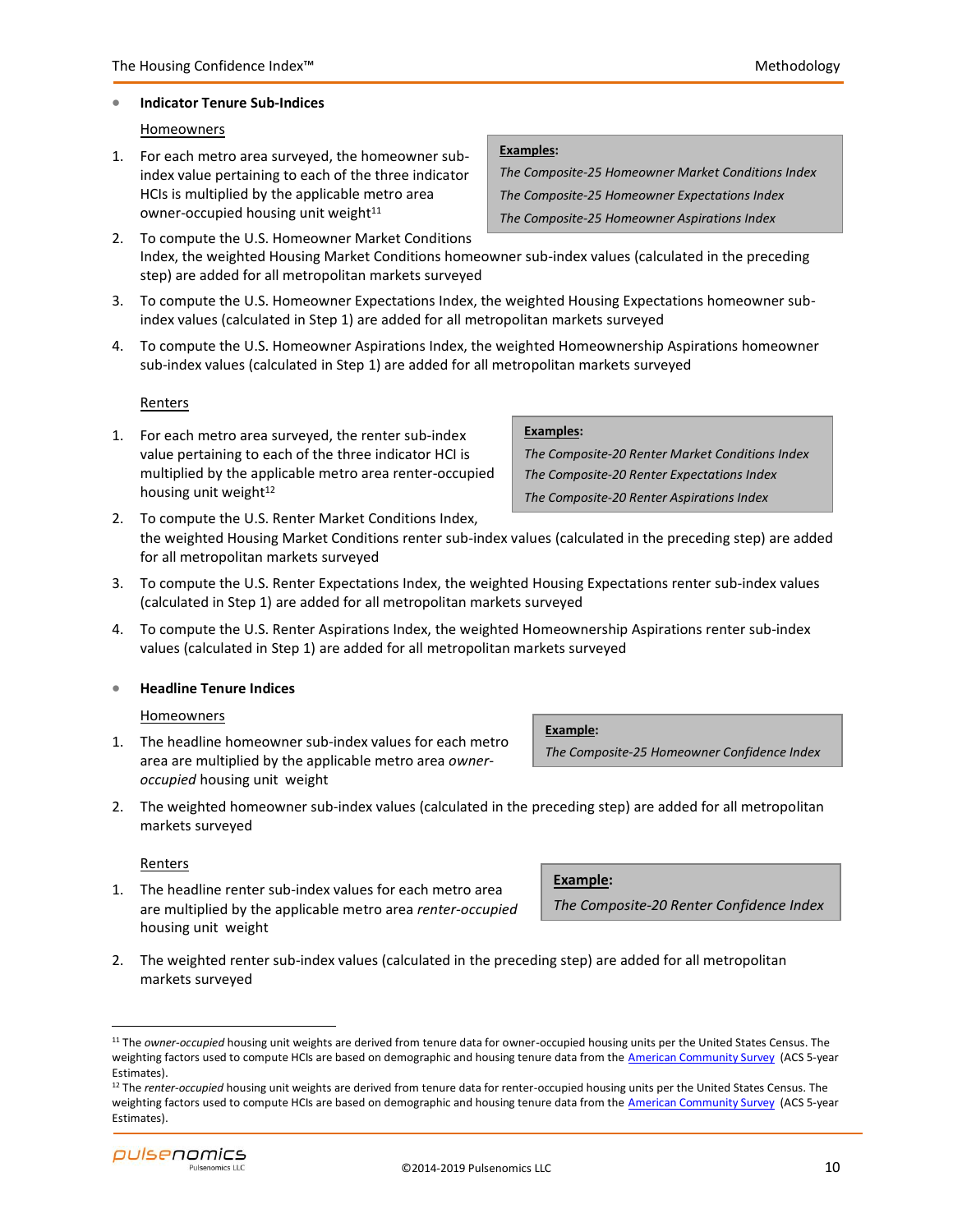- **Indicator Tenure Sub-Indices**

Homeowners

1. For each metro area surveyed, the homeowner sub-index value pertaining to each of the three indicator HCIs is multiplied by the applicable metro area owner-occupied housing unit weight[11]
2. To compute the U.S. Homeowner Market Conditions Index, the weighted Housing Market Conditions homeowner sub-index values (calculated in the preceding step) are added for all metropolitan markets surveyed
3. To compute the U.S. Homeowner Expectations Index, the weighted Housing Expectations homeowner sub-index values (calculated in Step 1) are added for all metropolitan markets surveyed
4. To compute the U.S. Homeowner Aspirations Index, the weighted Homeownership Aspirations homeowner sub-index values (calculated in Step 1) are added for all metropolitan markets surveyed

> **Examples**:
> *The Composite-25 Homeowner Market Conditions Index*
> *The Composite-25 Homeowner Expectations Index*
> *The Composite-25 Homeowner Aspirations Index*

Renters

1. For each metro area surveyed, the renter sub-index value pertaining to each of the three indicator HCI is multiplied by the applicable metro area renter-occupied housing unit weight[12]
2. To compute the U.S. Renter Market Conditions Index, the weighted Housing Market Conditions renter sub-index values (calculated in the preceding step) are added for all metropolitan markets surveyed
3. To compute the U.S. Renter Expectations Index, the weighted Housing Expectations renter sub-index values (calculated in Step 1) are added for all metropolitan markets surveyed
4. To compute the U.S. Renter Aspirations Index, the weighted Homeownership Aspirations renter sub-index values (calculated in Step 1) are added for all metropolitan markets surveyed

> **Examples**:
> *The Composite-20 Renter Market Conditions Index*
> *The Composite-20 Renter Expectations Index*
> *The Composite-20 Renter Aspirations Index*

- **Headline Tenure Indices**

Homeowners

1. The headline homeowner sub-index values for each metro area are multiplied by the applicable metro area *owner-occupied* housing unit weight
2. The weighted homeowner sub-index values (calculated in the preceding step) are added for all metropolitan markets surveyed

> **Example**:
> *The Composite-25 Homeowner Confidence Index*

Renters

1. The headline renter sub-index values for each metro area are multiplied by the applicable metro area *renter-occupied* housing unit weight
2. The weighted renter sub-index values (calculated in the preceding step) are added for all metropolitan markets surveyed

> **Example**:
> *The Composite-20 Renter Confidence Index*

---

[11] The *owner-occupied* housing unit weights are derived from tenure data for owner-occupied housing units per the United States Census. The weighting factors used to compute HCIs are based on demographic and housing tenure data from the American Community Survey (ACS 5-year Estimates).

[12] The *renter-occupied* housing unit weights are derived from tenure data for renter-occupied housing units per the United States Census. The weighting factors used to compute HCIs are based on demographic and housing tenure data from the American Community Survey (ACS 5-year Estimates).